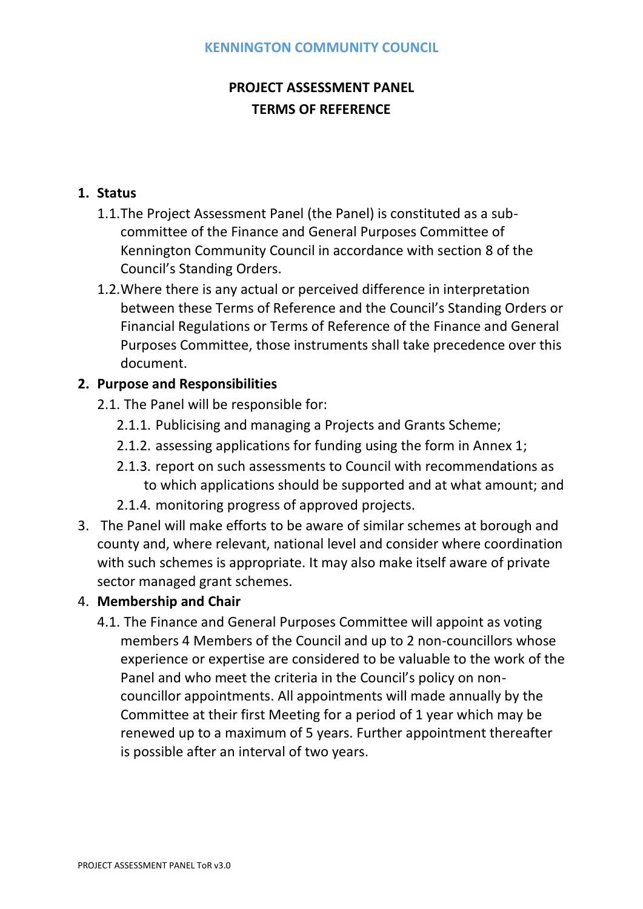**KENNINGTON COMMUNITY COUNCIL**

# PROJECT ASSESSMENT PANEL
# TERMS OF REFERENCE

1. **Status**
   1.1. The Project Assessment Panel (the Panel) is constituted as a sub-committee of the Finance and General Purposes Committee of Kennington Community Council in accordance with section 8 of the Council's Standing Orders.
   1.2. Where there is any actual or perceived difference in interpretation between these Terms of Reference and the Council's Standing Orders or Financial Regulations or Terms of Reference of the Finance and General Purposes Committee, those instruments shall take precedence over this document.
2. **Purpose and Responsibilities**
   2.1. The Panel will be responsible for:
      2.1.1. Publicising and managing a Projects and Grants Scheme;
      2.1.2. assessing applications for funding using the form in Annex 1;
      2.1.3. report on such assessments to Council with recommendations as to which applications should be supported and at what amount; and
      2.1.4. monitoring progress of approved projects.
3. The Panel will make efforts to be aware of similar schemes at borough and county and, where relevant, national level and consider where coordination with such schemes is appropriate. It may also make itself aware of private sector managed grant schemes.
4. **Membership and Chair**
   4.1. The Finance and General Purposes Committee will appoint as voting members 4 Members of the Council and up to 2 non-councillors whose experience or expertise are considered to be valuable to the work of the Panel and who meet the criteria in the Council's policy on non-councillor appointments. All appointments will made annually by the Committee at their first Meeting for a period of 1 year which may be renewed up to a maximum of 5 years. Further appointment thereafter is possible after an interval of two years.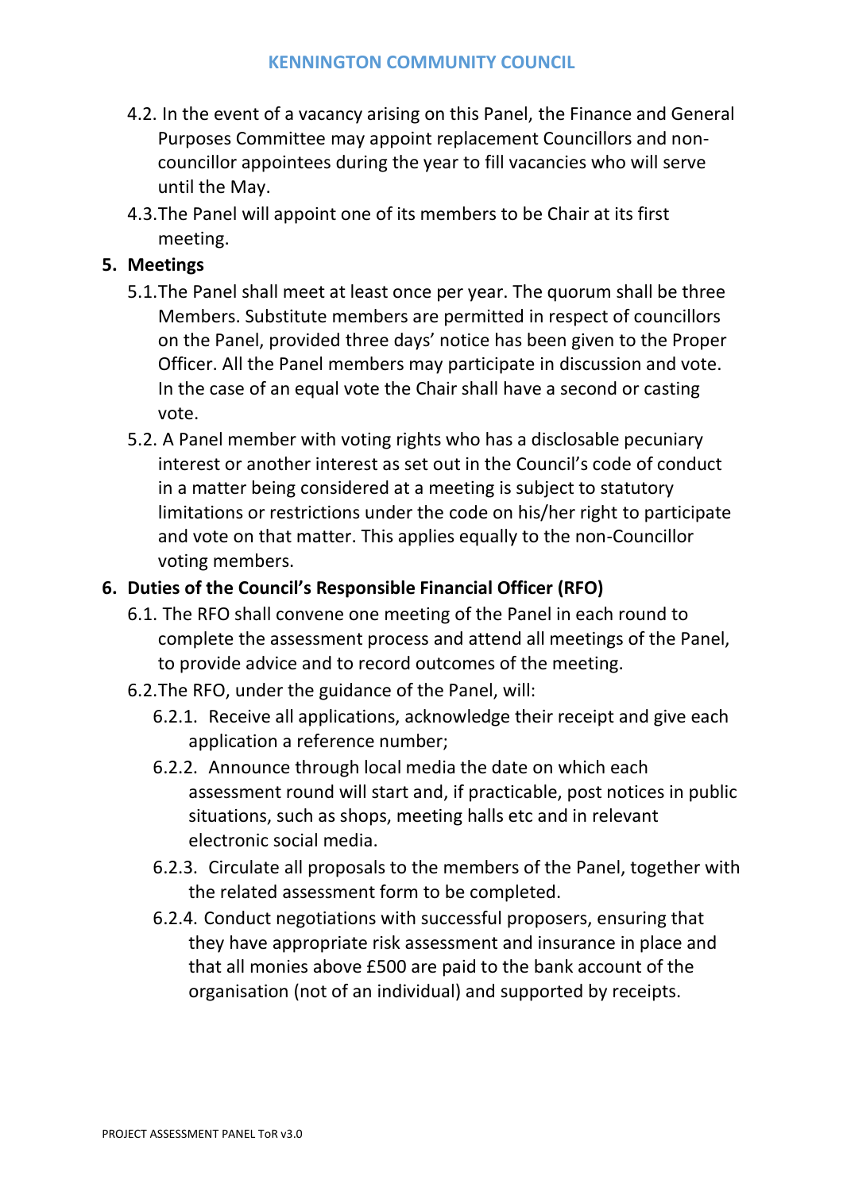4.2. In the event of a vacancy arising on this Panel, the Finance and General Purposes Committee may appoint replacement Councillors and non-councillor appointees during the year to fill vacancies who will serve until the May.

4.3. The Panel will appoint one of its members to be Chair at its first meeting.

## 5. Meetings

5.1. The Panel shall meet at least once per year. The quorum shall be three Members. Substitute members are permitted in respect of councillors on the Panel, provided three days' notice has been given to the Proper Officer. All the Panel members may participate in discussion and vote. In the case of an equal vote the Chair shall have a second or casting vote.

5.2. A Panel member with voting rights who has a disclosable pecuniary interest or another interest as set out in the Council's code of conduct in a matter being considered at a meeting is subject to statutory limitations or restrictions under the code on his/her right to participate and vote on that matter. This applies equally to the non-Councillor voting members.

## 6. Duties of the Council's Responsible Financial Officer (RFO)

6.1. The RFO shall convene one meeting of the Panel in each round to complete the assessment process and attend all meetings of the Panel, to provide advice and to record outcomes of the meeting.

6.2. The RFO, under the guidance of the Panel, will:

6.2.1. Receive all applications, acknowledge their receipt and give each application a reference number;

6.2.2. Announce through local media the date on which each assessment round will start and, if practicable, post notices in public situations, such as shops, meeting halls etc and in relevant electronic social media.

6.2.3. Circulate all proposals to the members of the Panel, together with the related assessment form to be completed.

6.2.4. Conduct negotiations with successful proposers, ensuring that they have appropriate risk assessment and insurance in place and that all monies above £500 are paid to the bank account of the organisation (not of an individual) and supported by receipts.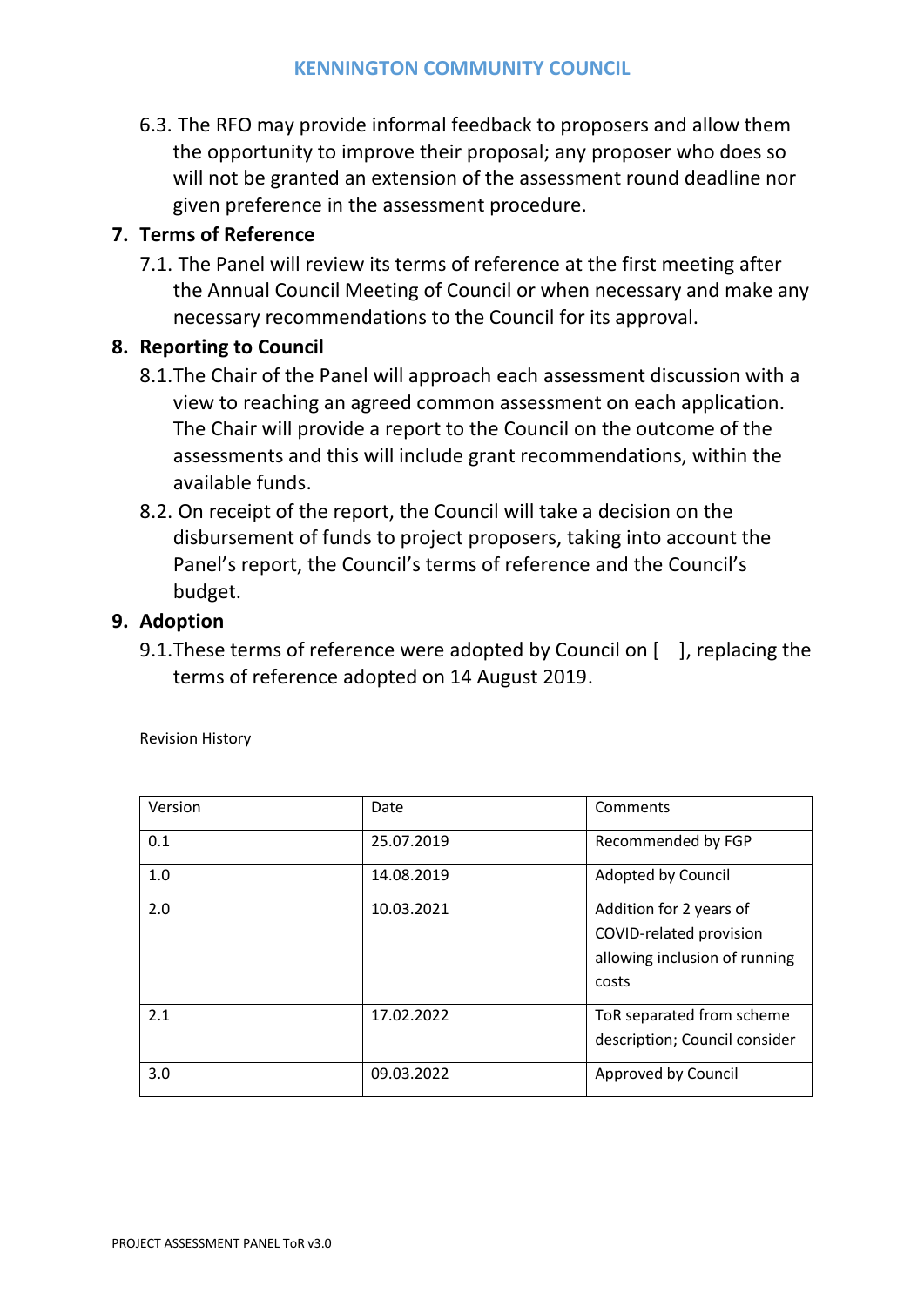6.3. The RFO may provide informal feedback to proposers and allow them the opportunity to improve their proposal; any proposer who does so will not be granted an extension of the assessment round deadline nor given preference in the assessment procedure.

## 7. Terms of Reference

7.1. The Panel will review its terms of reference at the first meeting after the Annual Council Meeting of Council or when necessary and make any necessary recommendations to the Council for its approval.

## 8. Reporting to Council

8.1. The Chair of the Panel will approach each assessment discussion with a view to reaching an agreed common assessment on each application. The Chair will provide a report to the Council on the outcome of the assessments and this will include grant recommendations, within the available funds.

8.2. On receipt of the report, the Council will take a decision on the disbursement of funds to project proposers, taking into account the Panel's report, the Council's terms of reference and the Council's budget.

## 9. Adoption

9.1. These terms of reference were adopted by Council on [ ], replacing the terms of reference adopted on 14 August 2019.

Revision History

| Version | Date | Comments |
| --- | --- | --- |
| 0.1 | 25.07.2019 | Recommended by FGP |
| 1.0 | 14.08.2019 | Adopted by Council |
| 2.0 | 10.03.2021 | Addition for 2 years of COVID-related provision allowing inclusion of running costs |
| 2.1 | 17.02.2022 | ToR separated from scheme description; Council consider |
| 3.0 | 09.03.2022 | Approved by Council |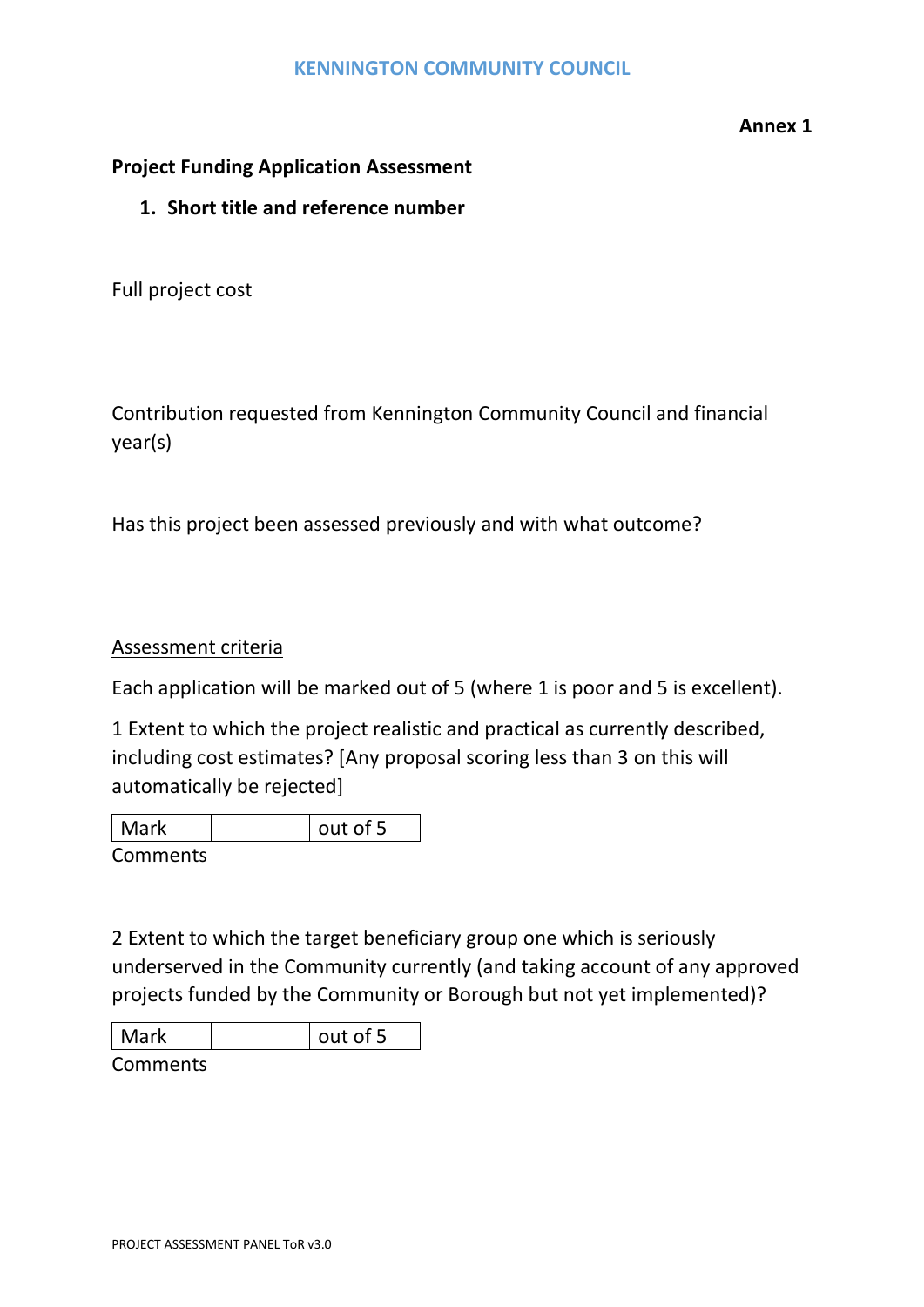KENNINGTON COMMUNITY COUNCIL

**Annex 1**

**Project Funding Application Assessment**

1. **Short title and reference number**

Full project cost

Contribution requested from Kennington Community Council and financial year(s)

Has this project been assessed previously and with what outcome?

<u>Assessment criteria</u>

Each application will be marked out of 5 (where 1 is poor and 5 is excellent).

1 Extent to which the project realistic and practical as currently described, including cost estimates? [Any proposal scoring less than 3 on this will automatically be rejected]

| Mark | | out of 5 |
|---|---|---|

Comments

2 Extent to which the target beneficiary group one which is seriously underserved in the Community currently (and taking account of any approved projects funded by the Community or Borough but not yet implemented)?

| Mark | | out of 5 |
|---|---|---|

Comments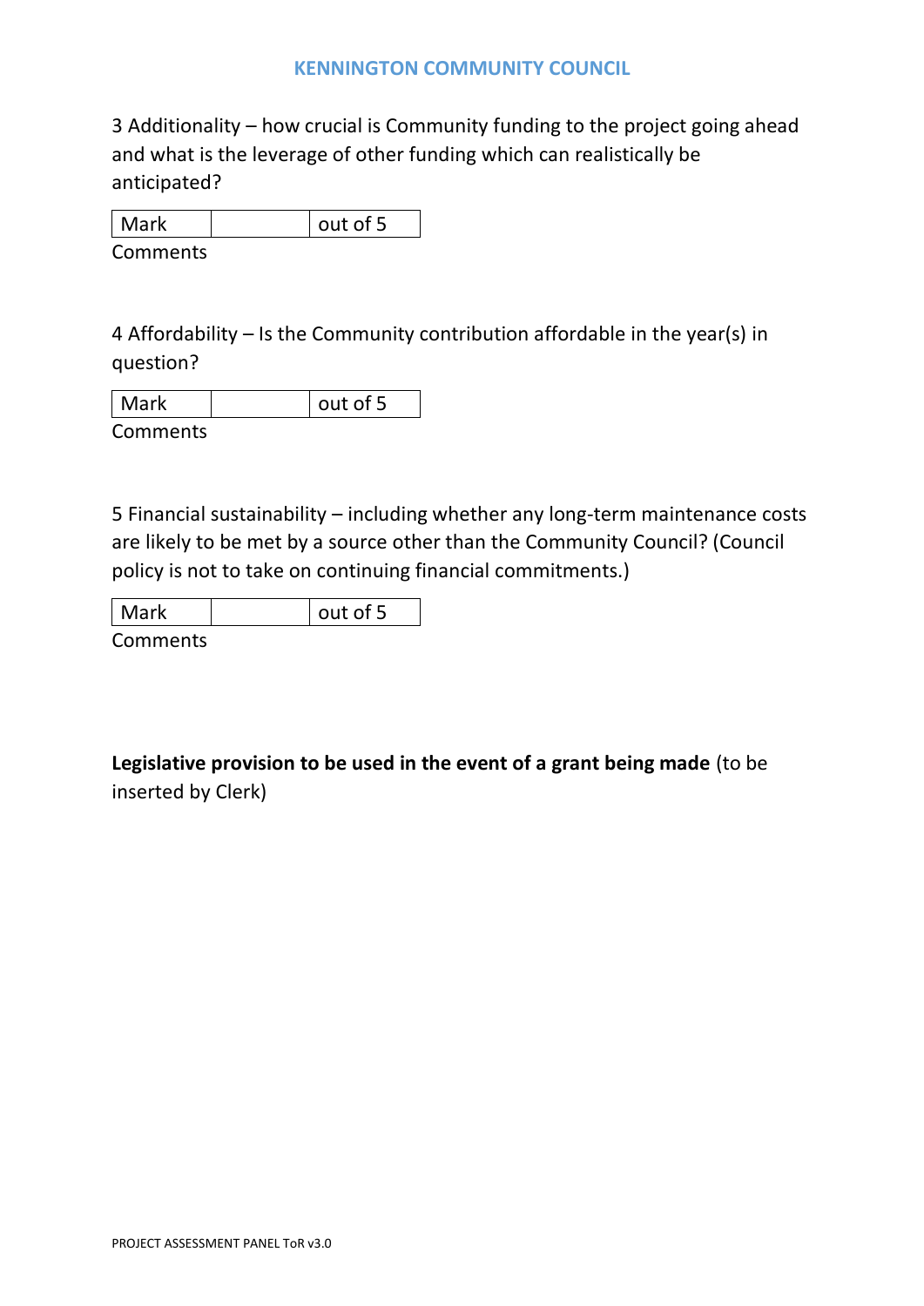3 Additionality – how crucial is Community funding to the project going ahead and what is the leverage of other funding which can realistically be anticipated?

| | | |
|---|---|---|
| Mark | | out of 5 |

Comments

4 Affordability – Is the Community contribution affordable in the year(s) in question?

| | | |
|---|---|---|
| Mark | | out of 5 |

Comments

5 Financial sustainability – including whether any long-term maintenance costs are likely to be met by a source other than the Community Council? (Council policy is not to take on continuing financial commitments.)

| | | |
|---|---|---|
| Mark | | out of 5 |

Comments

**Legislative provision to be used in the event of a grant being made** (to be inserted by Clerk)